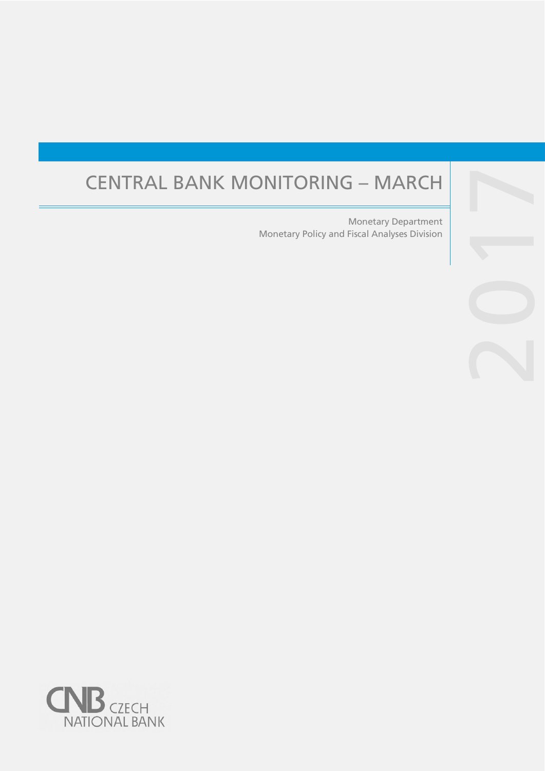# CENTRAL BANK MONITORING – MARCH

2017

Monetary Department
Monetary Policy and Fiscal Analyses Division

CNB CZECH NATIONAL BANK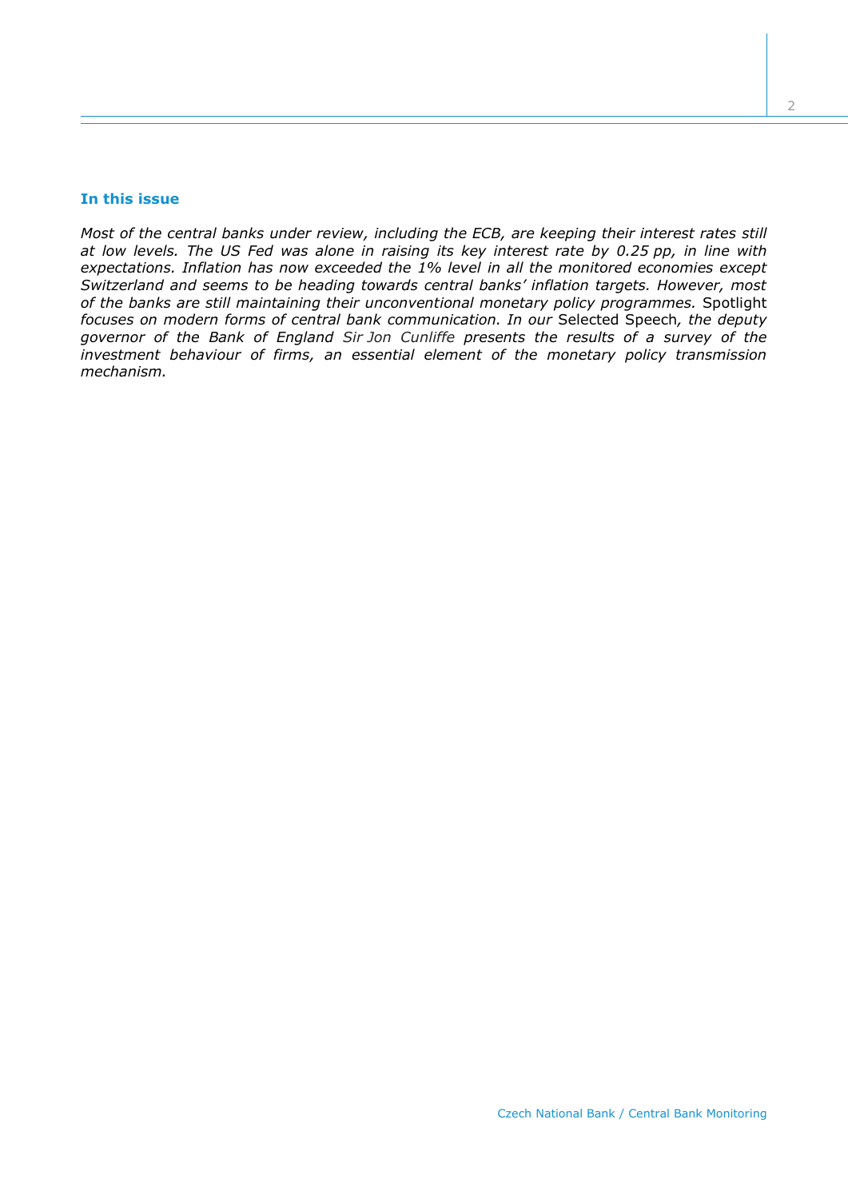### In this issue

*Most of the central banks under review, including the ECB, are keeping their interest rates still at low levels. The US Fed was alone in raising its key interest rate by 0.25 pp, in line with expectations. Inflation has now exceeded the 1% level in all the monitored economies except Switzerland and seems to be heading towards central banks' inflation targets. However, most of the banks are still maintaining their unconventional monetary policy programmes.* Spotlight *focuses on modern forms of central bank communication. In our* Selected Speech*, the deputy governor of the Bank of England Sir Jon Cunliffe presents the results of a survey of the investment behaviour of firms, an essential element of the monetary policy transmission mechanism.*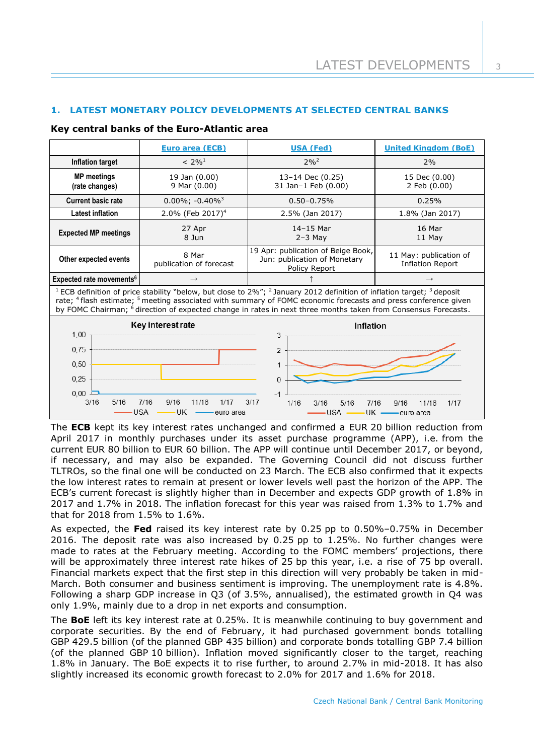## 1. LATEST MONETARY POLICY DEVELOPMENTS AT SELECTED CENTRAL BANKS

### Key central banks of the Euro-Atlantic area

| | Euro area (ECB) | USA (Fed) | United Kingdom (BoE) |
|---|---|---|---|
| Inflation target | < 2%[1] | 2%[2] | 2% |
| MP meetings (rate changes) | 19 Jan (0.00)<br>9 Mar (0.00) | 13–14 Dec (0.25)<br>31 Jan–1 Feb (0.00) | 15 Dec (0.00)<br>2 Feb (0.00) |
| Current basic rate | 0.00%; -0.40%[3] | 0.50–0.75% | 0.25% |
| Latest inflation | 2.0% (Feb 2017)[4] | 2.5% (Jan 2017) | 1.8% (Jan 2017) |
| Expected MP meetings | 27 Apr<br>8 Jun | 14–15 Mar<br>2–3 May | 16 Mar<br>11 May |
| Other expected events | 8 Mar<br>publication of forecast | 19 Apr: publication of Beige Book,<br>Jun: publication of Monetary Policy Report | 11 May: publication of Inflation Report |
| Expected rate movements[6] | → | ↑ | → |

[1] ECB definition of price stability "below, but close to 2%"; [2] January 2012 definition of inflation target; [3] deposit rate; [4] flash estimate; [5] meeting associated with summary of FOMC economic forecasts and press conference given by FOMC Chairman; [6] direction of expected change in rates in next three months taken from Consensus Forecasts.

The **ECB** kept its key interest rates unchanged and confirmed a EUR 20 billion reduction from April 2017 in monthly purchases under its asset purchase programme (APP), i.e. from the current EUR 80 billion to EUR 60 billion. The APP will continue until December 2017, or beyond, if necessary, and may also be expanded. The Governing Council did not discuss further TLTROs, so the final one will be conducted on 23 March. The ECB also confirmed that it expects the low interest rates to remain at present or lower levels well past the horizon of the APP. The ECB's current forecast is slightly higher than in December and expects GDP growth of 1.8% in 2017 and 1.7% in 2018. The inflation forecast for this year was raised from 1.3% to 1.7% and that for 2018 from 1.5% to 1.6%.

As expected, the **Fed** raised its key interest rate by 0.25 pp to 0.50%–0.75% in December 2016. The deposit rate was also increased by 0.25 pp to 1.25%. No further changes were made to rates at the February meeting. According to the FOMC members' projections, there will be approximately three interest rate hikes of 25 bp this year, i.e. a rise of 75 bp overall. Financial markets expect that the first step in this direction will very probably be taken in mid-March. Both consumer and business sentiment is improving. The unemployment rate is 4.8%. Following a sharp GDP increase in Q3 (of 3.5%, annualised), the estimated growth in Q4 was only 1.9%, mainly due to a drop in net exports and consumption.

The **BoE** left its key interest rate at 0.25%. It is meanwhile continuing to buy government and corporate securities. By the end of February, it had purchased government bonds totalling GBP 429.5 billion (of the planned GBP 435 billion) and corporate bonds totalling GBP 7.4 billion (of the planned GBP 10 billion). Inflation moved significantly closer to the target, reaching 1.8% in January. The BoE expects it to rise further, to around 2.7% in mid-2018. It has also slightly increased its economic growth forecast to 2.0% for 2017 and 1.6% for 2018.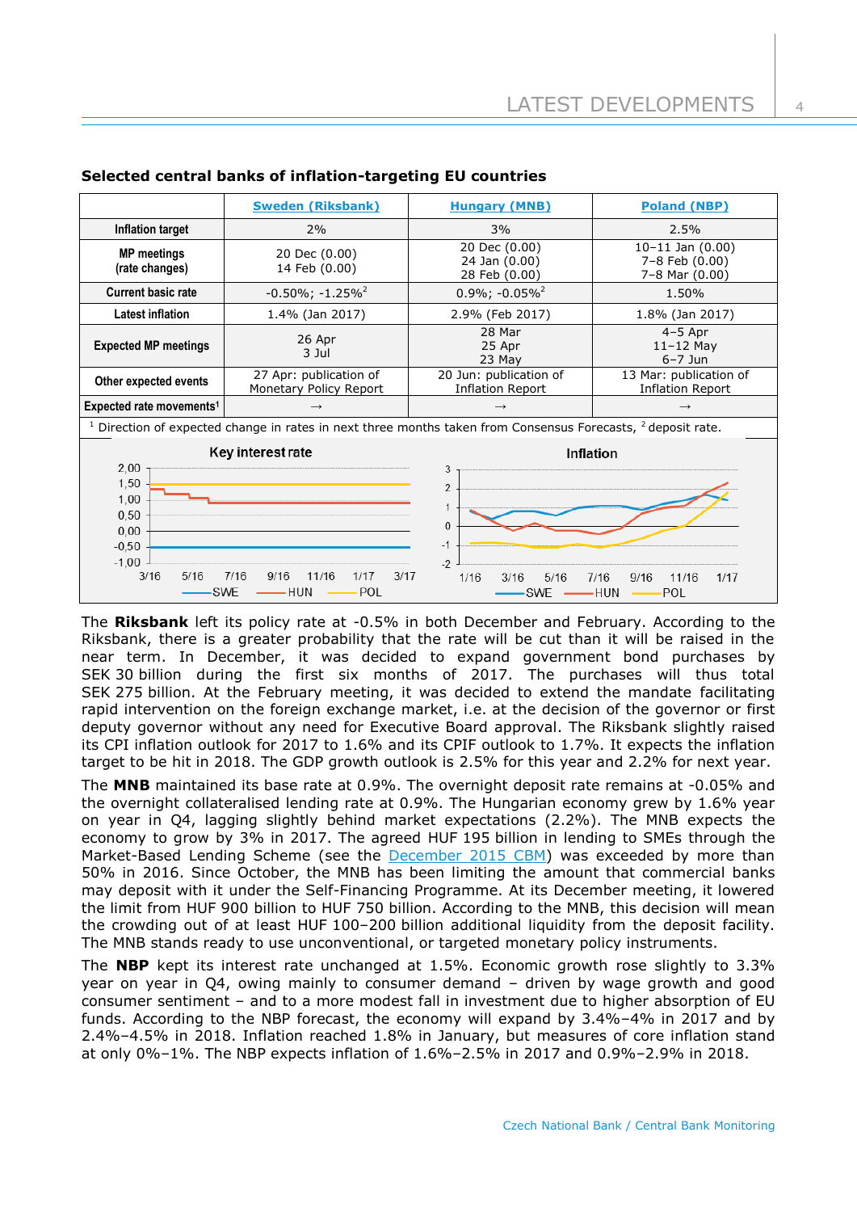**Selected central banks of inflation-targeting EU countries**

| | Sweden (Riksbank) | Hungary (MNB) | Poland (NBP) |
|---|---|---|---|
| **Inflation target** | 2% | 3% | 2.5% |
| **MP meetings (rate changes)** | 20 Dec (0.00)<br>14 Feb (0.00) | 20 Dec (0.00)<br>24 Jan (0.00)<br>28 Feb (0.00) | 10–11 Jan (0.00)<br>7–8 Feb (0.00)<br>7–8 Mar (0.00) |
| **Current basic rate** | -0.50%; -1.25%[2] | 0.9%; -0.05%[2] | 1.50% |
| **Latest inflation** | 1.4% (Jan 2017) | 2.9% (Feb 2017) | 1.8% (Jan 2017) |
| **Expected MP meetings** | 26 Apr<br>3 Jul | 28 Mar<br>25 Apr<br>23 May | 4–5 Apr<br>11–12 May<br>6–7 Jun |
| **Other expected events** | 27 Apr: publication of Monetary Policy Report | 20 Jun: publication of Inflation Report | 13 Mar: publication of Inflation Report |
| **Expected rate movements[1]** | → | → | → |

[1] Direction of expected change in rates in next three months taken from Consensus Forecasts, [2] deposit rate.

The **Riksbank** left its policy rate at -0.5% in both December and February. According to the Riksbank, there is a greater probability that the rate will be cut than it will be raised in the near term. In December, it was decided to expand government bond purchases by SEK 30 billion during the first six months of 2017. The purchases will thus total SEK 275 billion. At the February meeting, it was decided to extend the mandate facilitating rapid intervention on the foreign exchange market, i.e. at the decision of the governor or first deputy governor without any need for Executive Board approval. The Riksbank slightly raised its CPI inflation outlook for 2017 to 1.6% and its CPIF outlook to 1.7%. It expects the inflation target to be hit in 2018. The GDP growth outlook is 2.5% for this year and 2.2% for next year.

The **MNB** maintained its base rate at 0.9%. The overnight deposit rate remains at -0.05% and the overnight collateralised lending rate at 0.9%. The Hungarian economy grew by 1.6% year on year in Q4, lagging slightly behind market expectations (2.2%). The MNB expects the economy to grow by 3% in 2017. The agreed HUF 195 billion in lending to SMEs through the Market-Based Lending Scheme (see the December 2015 CBM) was exceeded by more than 50% in 2016. Since October, the MNB has been limiting the amount that commercial banks may deposit with it under the Self-Financing Programme. At its December meeting, it lowered the limit from HUF 900 billion to HUF 750 billion. According to the MNB, this decision will mean the crowding out of at least HUF 100–200 billion additional liquidity from the deposit facility. The MNB stands ready to use unconventional, or targeted monetary policy instruments.

The **NBP** kept its interest rate unchanged at 1.5%. Economic growth rose slightly to 3.3% year on year in Q4, owing mainly to consumer demand – driven by wage growth and good consumer sentiment – and to a more modest fall in investment due to higher absorption of EU funds. According to the NBP forecast, the economy will expand by 3.4%–4% in 2017 and by 2.4%–4.5% in 2018. Inflation reached 1.8% in January, but measures of core inflation stand at only 0%–1%. The NBP expects inflation of 1.6%–2.5% in 2017 and 0.9%–2.9% in 2018.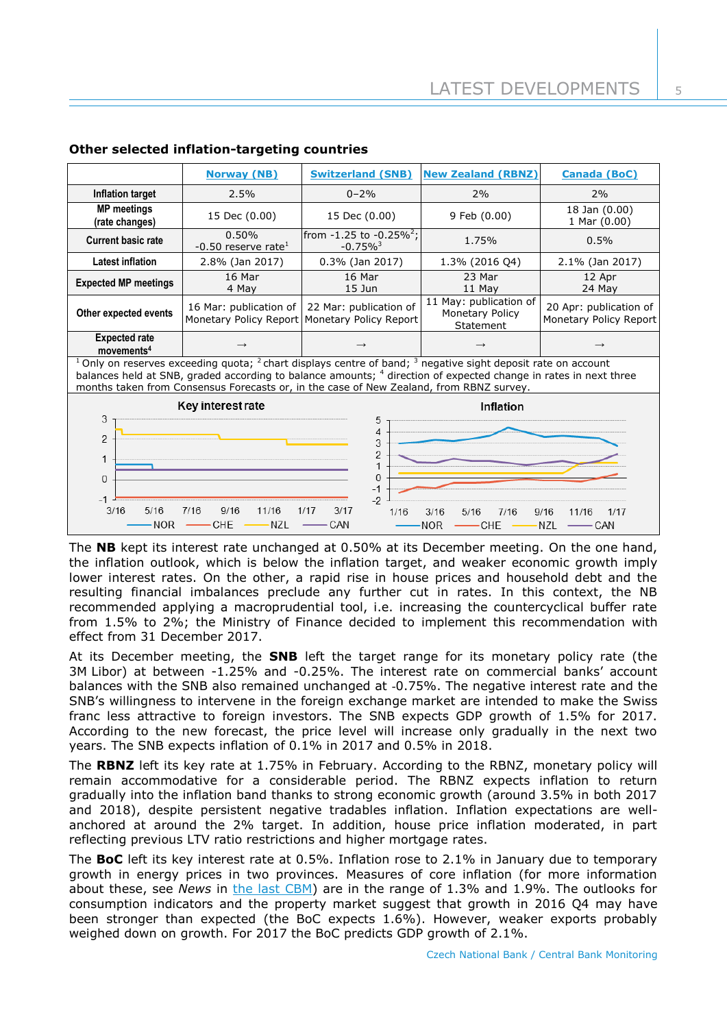**Other selected inflation-targeting countries**

| | [Norway (NB)](#) | [Switzerland (SNB)](#) | [New Zealand (RBNZ)](#) | [Canada (BoC)](#) |
|---|---|---|---|---|
| **Inflation target** | 2.5% | 0–2% | 2% | 2% |
| **MP meetings (rate changes)** | 15 Dec (0.00) | 15 Dec (0.00) | 9 Feb (0.00) | 18 Jan (0.00) 1 Mar (0.00) |
| **Current basic rate** | 0.50% -0.50 reserve rate[1] | from -1.25 to -0.25%[2]; -0.75%[3] | 1.75% | 0.5% |
| **Latest inflation** | 2.8% (Jan 2017) | 0.3% (Jan 2017) | 1.3% (2016 Q4) | 2.1% (Jan 2017) |
| **Expected MP meetings** | 16 Mar 4 May | 16 Mar 15 Jun | 23 Mar 11 May | 12 Apr 24 May |
| **Other expected events** | 16 Mar: publication of Monetary Policy Report | 22 Mar: publication of Monetary Policy Report | 11 May: publication of Monetary Policy Statement | 20 Apr: publication of Monetary Policy Report |
| **Expected rate movements[4]** | → | → | → | → |

[1] Only on reserves exceeding quota; [2] chart displays centre of band; [3] negative sight deposit rate on account balances held at SNB, graded according to balance amounts; [4] direction of expected change in rates in next three months taken from Consensus Forecasts or, in the case of New Zealand, from RBNZ survey.

The **NB** kept its interest rate unchanged at 0.50% at its December meeting. On the one hand, the inflation outlook, which is below the inflation target, and weaker economic growth imply lower interest rates. On the other, a rapid rise in house prices and household debt and the resulting financial imbalances preclude any further cut in rates. In this context, the NB recommended applying a macroprudential tool, i.e. increasing the countercyclical buffer rate from 1.5% to 2%; the Ministry of Finance decided to implement this recommendation with effect from 31 December 2017.

At its December meeting, the **SNB** left the target range for its monetary policy rate (the 3M Libor) at between -1.25% and -0.25%. The interest rate on commercial banks' account balances with the SNB also remained unchanged at -0.75%. The negative interest rate and the SNB's willingness to intervene in the foreign exchange market are intended to make the Swiss franc less attractive to foreign investors. The SNB expects GDP growth of 1.5% for 2017. According to the new forecast, the price level will increase only gradually in the next two years. The SNB expects inflation of 0.1% in 2017 and 0.5% in 2018.

The **RBNZ** left its key rate at 1.75% in February. According to the RBNZ, monetary policy will remain accommodative for a considerable period. The RBNZ expects inflation to return gradually into the inflation band thanks to strong economic growth (around 3.5% in both 2017 and 2018), despite persistent negative tradables inflation. Inflation expectations are well-anchored at around the 2% target. In addition, house price inflation moderated, in part reflecting previous LTV ratio restrictions and higher mortgage rates.

The **BoC** left its key interest rate at 0.5%. Inflation rose to 2.1% in January due to temporary growth in energy prices in two provinces. Measures of core inflation (for more information about these, see *News* in the last CBM) are in the range of 1.3% and 1.9%. The outlooks for consumption indicators and the property market suggest that growth in 2016 Q4 may have been stronger than expected (the BoC expects 1.6%). However, weaker exports probably weighed down on growth. For 2017 the BoC predicts GDP growth of 2.1%.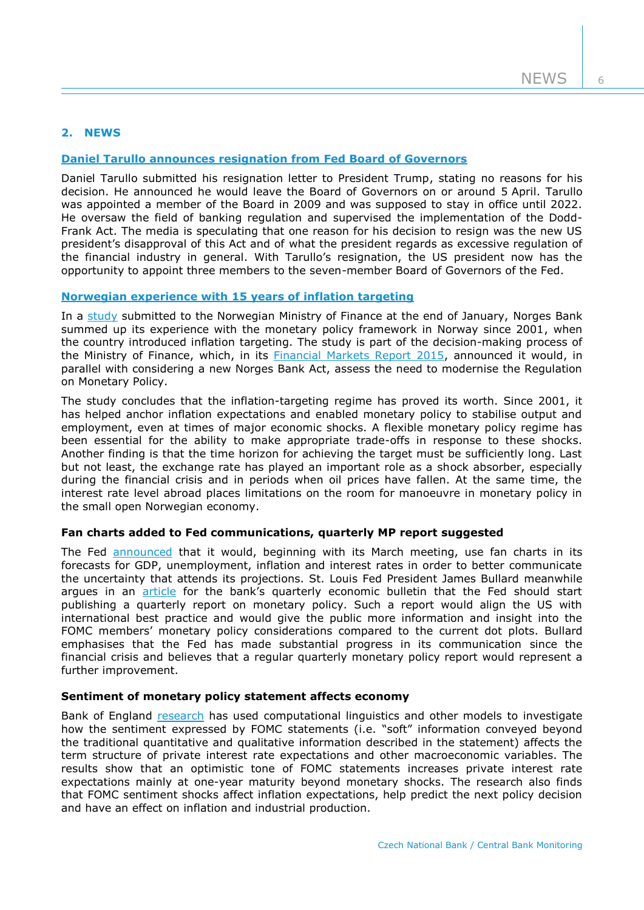## 2. NEWS

**Daniel Tarullo announces resignation from Fed Board of Governors**

Daniel Tarullo submitted his resignation letter to President Trump, stating no reasons for his decision. He announced he would leave the Board of Governors on or around 5 April. Tarullo was appointed a member of the Board in 2009 and was supposed to stay in office until 2022. He oversaw the field of banking regulation and supervised the implementation of the Dodd-Frank Act. The media is speculating that one reason for his decision to resign was the new US president's disapproval of this Act and of what the president regards as excessive regulation of the financial industry in general. With Tarullo's resignation, the US president now has the opportunity to appoint three members to the seven-member Board of Governors of the Fed.

**Norwegian experience with 15 years of inflation targeting**

In a study submitted to the Norwegian Ministry of Finance at the end of January, Norges Bank summed up its experience with the monetary policy framework in Norway since 2001, when the country introduced inflation targeting. The study is part of the decision-making process of the Ministry of Finance, which, in its Financial Markets Report 2015, announced it would, in parallel with considering a new Norges Bank Act, assess the need to modernise the Regulation on Monetary Policy.

The study concludes that the inflation-targeting regime has proved its worth. Since 2001, it has helped anchor inflation expectations and enabled monetary policy to stabilise output and employment, even at times of major economic shocks. A flexible monetary policy regime has been essential for the ability to make appropriate trade-offs in response to these shocks. Another finding is that the time horizon for achieving the target must be sufficiently long. Last but not least, the exchange rate has played an important role as a shock absorber, especially during the financial crisis and in periods when oil prices have fallen. At the same time, the interest rate level abroad places limitations on the room for manoeuvre in monetary policy in the small open Norwegian economy.

**Fan charts added to Fed communications, quarterly MP report suggested**

The Fed announced that it would, beginning with its March meeting, use fan charts in its forecasts for GDP, unemployment, inflation and interest rates in order to better communicate the uncertainty that attends its projections. St. Louis Fed President James Bullard meanwhile argues in an article for the bank's quarterly economic bulletin that the Fed should start publishing a quarterly report on monetary policy. Such a report would align the US with international best practice and would give the public more information and insight into the FOMC members' monetary policy considerations compared to the current dot plots. Bullard emphasises that the Fed has made substantial progress in its communication since the financial crisis and believes that a regular quarterly monetary policy report would represent a further improvement.

**Sentiment of monetary policy statement affects economy**

Bank of England research has used computational linguistics and other models to investigate how the sentiment expressed by FOMC statements (i.e. "soft" information conveyed beyond the traditional quantitative and qualitative information described in the statement) affects the term structure of private interest rate expectations and other macroeconomic variables. The results show that an optimistic tone of FOMC statements increases private interest rate expectations mainly at one-year maturity beyond monetary shocks. The research also finds that FOMC sentiment shocks affect inflation expectations, help predict the next policy decision and have an effect on inflation and industrial production.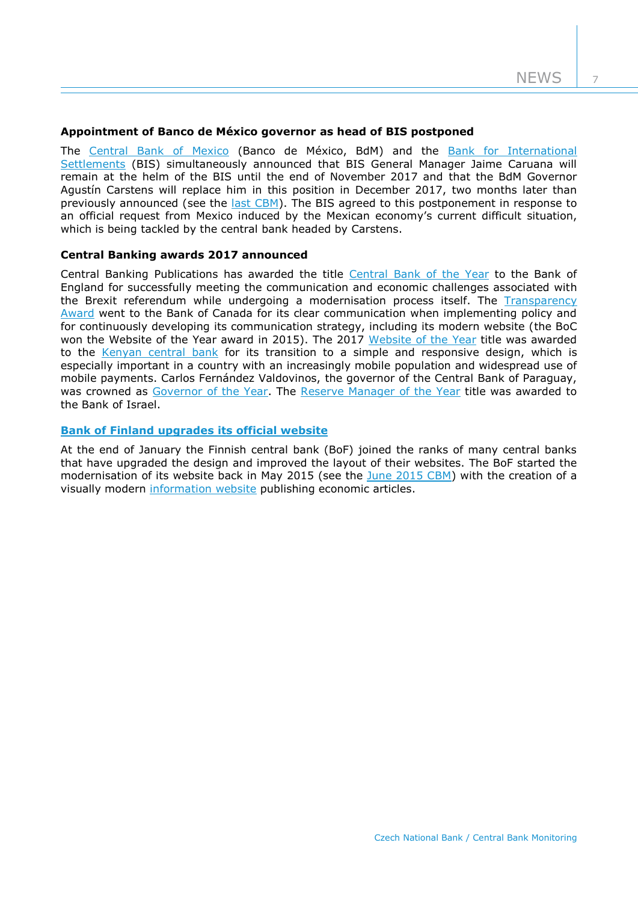### Appointment of Banco de México governor as head of BIS postponed

The Central Bank of Mexico (Banco de México, BdM) and the Bank for International Settlements (BIS) simultaneously announced that BIS General Manager Jaime Caruana will remain at the helm of the BIS until the end of November 2017 and that the BdM Governor Agustín Carstens will replace him in this position in December 2017, two months later than previously announced (see the last CBM). The BIS agreed to this postponement in response to an official request from Mexico induced by the Mexican economy's current difficult situation, which is being tackled by the central bank headed by Carstens.

### Central Banking awards 2017 announced

Central Banking Publications has awarded the title Central Bank of the Year to the Bank of England for successfully meeting the communication and economic challenges associated with the Brexit referendum while undergoing a modernisation process itself. The Transparency Award went to the Bank of Canada for its clear communication when implementing policy and for continuously developing its communication strategy, including its modern website (the BoC won the Website of the Year award in 2015). The 2017 Website of the Year title was awarded to the Kenyan central bank for its transition to a simple and responsive design, which is especially important in a country with an increasingly mobile population and widespread use of mobile payments. Carlos Fernández Valdovinos, the governor of the Central Bank of Paraguay, was crowned as Governor of the Year. The Reserve Manager of the Year title was awarded to the Bank of Israel.

### Bank of Finland upgrades its official website

At the end of January the Finnish central bank (BoF) joined the ranks of many central banks that have upgraded the design and improved the layout of their websites. The BoF started the modernisation of its website back in May 2015 (see the June 2015 CBM) with the creation of a visually modern information website publishing economic articles.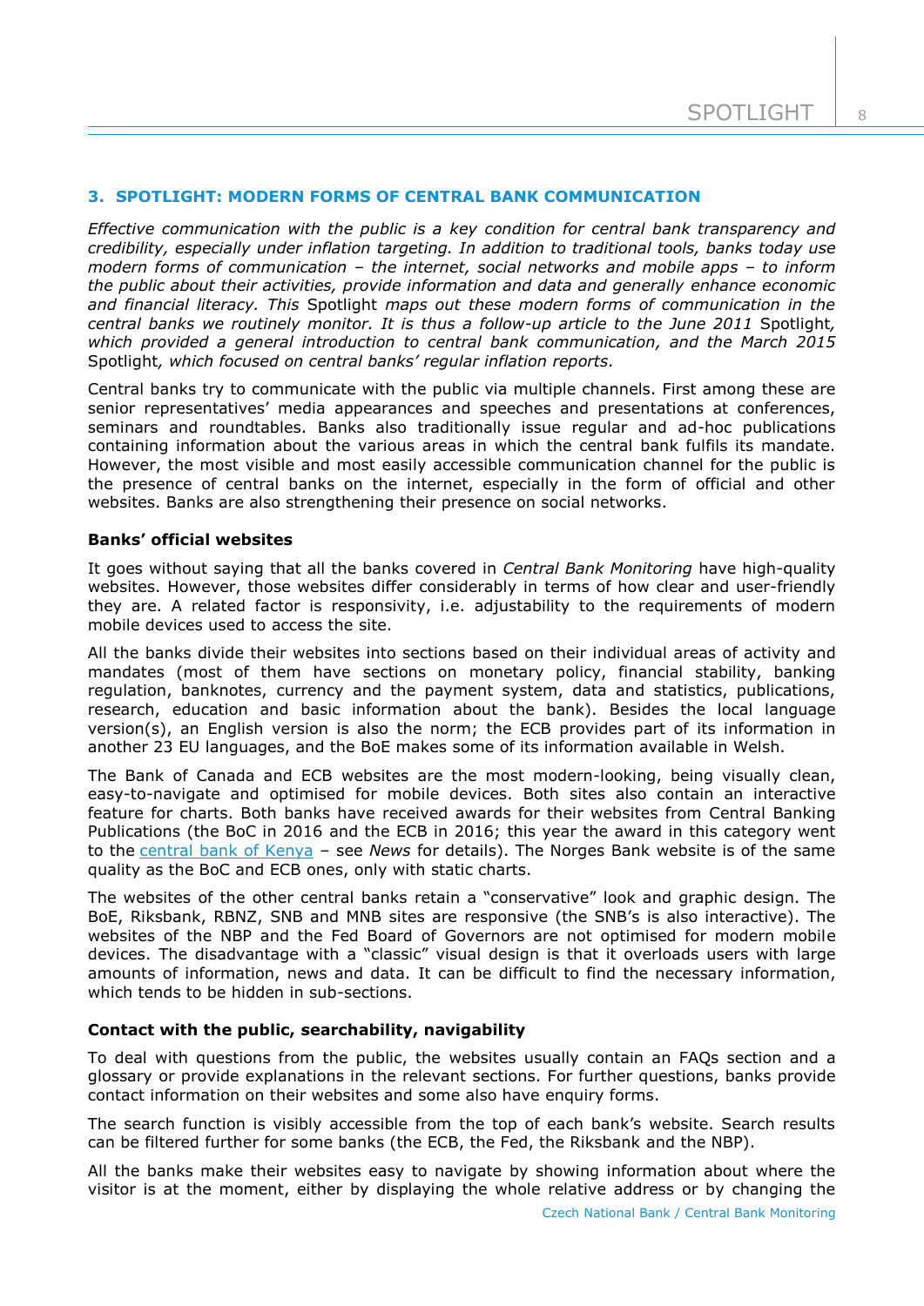## 3. SPOTLIGHT: MODERN FORMS OF CENTRAL BANK COMMUNICATION

*Effective communication with the public is a key condition for central bank transparency and credibility, especially under inflation targeting. In addition to traditional tools, banks today use modern forms of communication – the internet, social networks and mobile apps – to inform the public about their activities, provide information and data and generally enhance economic and financial literacy. This* Spotlight *maps out these modern forms of communication in the central banks we routinely monitor. It is thus a follow-up article to the June 2011* Spotlight*, which provided a general introduction to central bank communication, and the March 2015* Spotlight*, which focused on central banks' regular inflation reports.*

Central banks try to communicate with the public via multiple channels. First among these are senior representatives' media appearances and speeches and presentations at conferences, seminars and roundtables. Banks also traditionally issue regular and ad-hoc publications containing information about the various areas in which the central bank fulfils its mandate. However, the most visible and most easily accessible communication channel for the public is the presence of central banks on the internet, especially in the form of official and other websites. Banks are also strengthening their presence on social networks.

**Banks' official websites**

It goes without saying that all the banks covered in *Central Bank Monitoring* have high-quality websites. However, those websites differ considerably in terms of how clear and user-friendly they are. A related factor is responsivity, i.e. adjustability to the requirements of modern mobile devices used to access the site.

All the banks divide their websites into sections based on their individual areas of activity and mandates (most of them have sections on monetary policy, financial stability, banking regulation, banknotes, currency and the payment system, data and statistics, publications, research, education and basic information about the bank). Besides the local language version(s), an English version is also the norm; the ECB provides part of its information in another 23 EU languages, and the BoE makes some of its information available in Welsh.

The Bank of Canada and ECB websites are the most modern-looking, being visually clean, easy-to-navigate and optimised for mobile devices. Both sites also contain an interactive feature for charts. Both banks have received awards for their websites from Central Banking Publications (the BoC in 2016 and the ECB in 2016; this year the award in this category went to the central bank of Kenya – see *News* for details). The Norges Bank website is of the same quality as the BoC and ECB ones, only with static charts.

The websites of the other central banks retain a "conservative" look and graphic design. The BoE, Riksbank, RBNZ, SNB and MNB sites are responsive (the SNB's is also interactive). The websites of the NBP and the Fed Board of Governors are not optimised for modern mobile devices. The disadvantage with a "classic" visual design is that it overloads users with large amounts of information, news and data. It can be difficult to find the necessary information, which tends to be hidden in sub-sections.

**Contact with the public, searchability, navigability**

To deal with questions from the public, the websites usually contain an FAQs section and a glossary or provide explanations in the relevant sections. For further questions, banks provide contact information on their websites and some also have enquiry forms.

The search function is visibly accessible from the top of each bank's website. Search results can be filtered further for some banks (the ECB, the Fed, the Riksbank and the NBP).

All the banks make their websites easy to navigate by showing information about where the visitor is at the moment, either by displaying the whole relative address or by changing the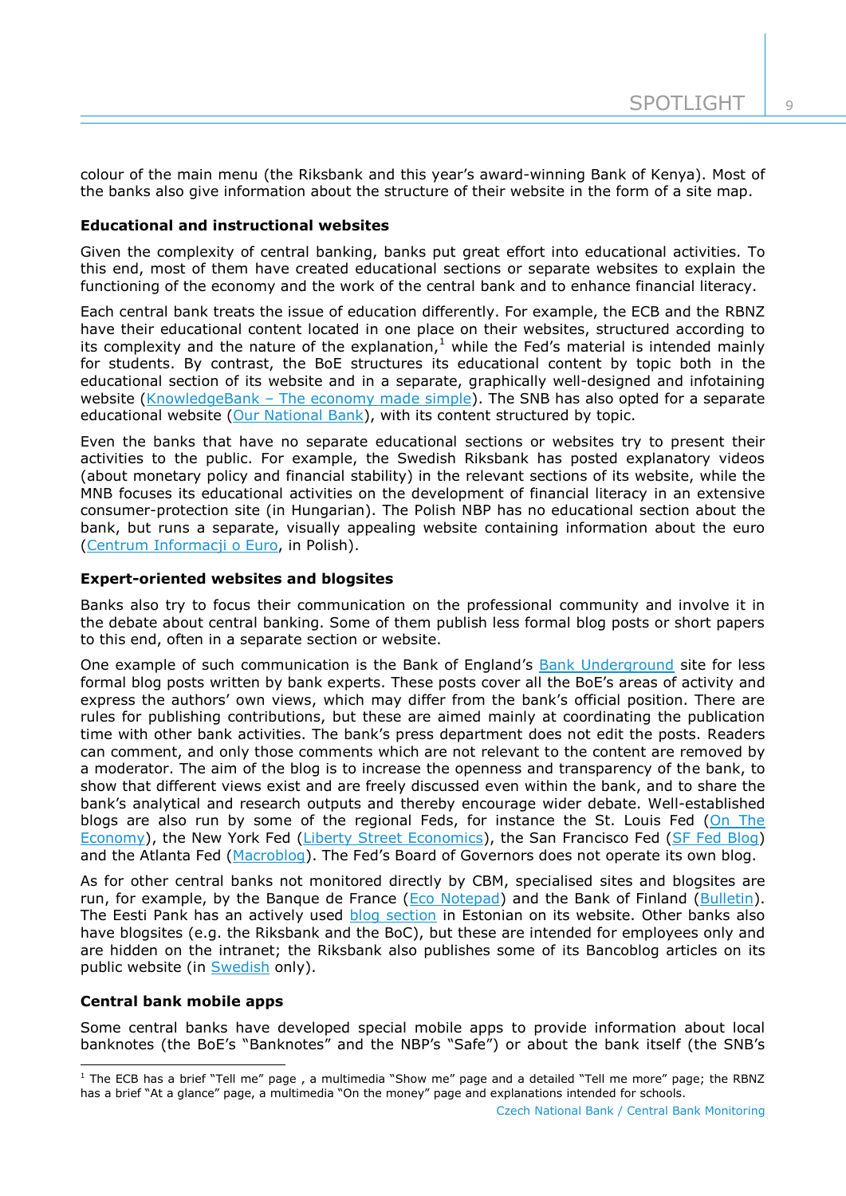colour of the main menu (the Riksbank and this year's award-winning Bank of Kenya). Most of the banks also give information about the structure of their website in the form of a site map.

**Educational and instructional websites**

Given the complexity of central banking, banks put great effort into educational activities. To this end, most of them have created educational sections or separate websites to explain the functioning of the economy and the work of the central bank and to enhance financial literacy.

Each central bank treats the issue of education differently. For example, the ECB and the RBNZ have their educational content located in one place on their websites, structured according to its complexity and the nature of the explanation,[1] while the Fed's material is intended mainly for students. By contrast, the BoE structures its educational content by topic both in the educational section of its website and in a separate, graphically well-designed and infotaining website (KnowledgeBank – The economy made simple). The SNB has also opted for a separate educational website (Our National Bank), with its content structured by topic.

Even the banks that have no separate educational sections or websites try to present their activities to the public. For example, the Swedish Riksbank has posted explanatory videos (about monetary policy and financial stability) in the relevant sections of its website, while the MNB focuses its educational activities on the development of financial literacy in an extensive consumer-protection site (in Hungarian). The Polish NBP has no educational section about the bank, but runs a separate, visually appealing website containing information about the euro (Centrum Informacji o Euro, in Polish).

**Expert-oriented websites and blogsites**

Banks also try to focus their communication on the professional community and involve it in the debate about central banking. Some of them publish less formal blog posts or short papers to this end, often in a separate section or website.

One example of such communication is the Bank of England's Bank Underground site for less formal blog posts written by bank experts. These posts cover all the BoE's areas of activity and express the authors' own views, which may differ from the bank's official position. There are rules for publishing contributions, but these are aimed mainly at coordinating the publication time with other bank activities. The bank's press department does not edit the posts. Readers can comment, and only those comments which are not relevant to the content are removed by a moderator. The aim of the blog is to increase the openness and transparency of the bank, to show that different views exist and are freely discussed even within the bank, and to share the bank's analytical and research outputs and thereby encourage wider debate. Well-established blogs are also run by some of the regional Feds, for instance the St. Louis Fed (On The Economy), the New York Fed (Liberty Street Economics), the San Francisco Fed (SF Fed Blog) and the Atlanta Fed (Macroblog). The Fed's Board of Governors does not operate its own blog.

As for other central banks not monitored directly by CBM, specialised sites and blogsites are run, for example, by the Banque de France (Eco Notepad) and the Bank of Finland (Bulletin). The Eesti Pank has an actively used blog section in Estonian on its website. Other banks also have blogsites (e.g. the Riksbank and the BoC), but these are intended for employees only and are hidden on the intranet; the Riksbank also publishes some of its Bancoblog articles on its public website (in Swedish only).

**Central bank mobile apps**

Some central banks have developed special mobile apps to provide information about local banknotes (the BoE's "Banknotes" and the NBP's "Safe") or about the bank itself (the SNB's

[1] The ECB has a brief "Tell me" page , a multimedia "Show me" page and a detailed "Tell me more" page; the RBNZ has a brief "At a glance" page, a multimedia "On the money" page and explanations intended for schools.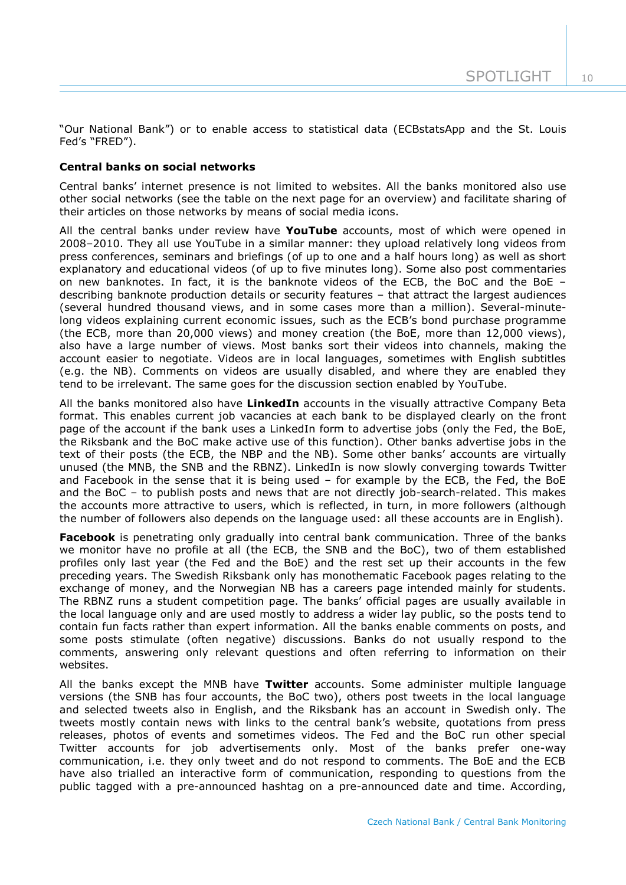"Our National Bank") or to enable access to statistical data (ECBstatsApp and the St. Louis Fed's "FRED").

**Central banks on social networks**

Central banks' internet presence is not limited to websites. All the banks monitored also use other social networks (see the table on the next page for an overview) and facilitate sharing of their articles on those networks by means of social media icons.

All the central banks under review have **YouTube** accounts, most of which were opened in 2008–2010. They all use YouTube in a similar manner: they upload relatively long videos from press conferences, seminars and briefings (of up to one and a half hours long) as well as short explanatory and educational videos (of up to five minutes long). Some also post commentaries on new banknotes. In fact, it is the banknote videos of the ECB, the BoC and the BoE – describing banknote production details or security features – that attract the largest audiences (several hundred thousand views, and in some cases more than a million). Several-minute-long videos explaining current economic issues, such as the ECB's bond purchase programme (the ECB, more than 20,000 views) and money creation (the BoE, more than 12,000 views), also have a large number of views. Most banks sort their videos into channels, making the account easier to negotiate. Videos are in local languages, sometimes with English subtitles (e.g. the NB). Comments on videos are usually disabled, and where they are enabled they tend to be irrelevant. The same goes for the discussion section enabled by YouTube.

All the banks monitored also have **LinkedIn** accounts in the visually attractive Company Beta format. This enables current job vacancies at each bank to be displayed clearly on the front page of the account if the bank uses a LinkedIn form to advertise jobs (only the Fed, the BoE, the Riksbank and the BoC make active use of this function). Other banks advertise jobs in the text of their posts (the ECB, the NBP and the NB). Some other banks' accounts are virtually unused (the MNB, the SNB and the RBNZ). LinkedIn is now slowly converging towards Twitter and Facebook in the sense that it is being used – for example by the ECB, the Fed, the BoE and the BoC – to publish posts and news that are not directly job-search-related. This makes the accounts more attractive to users, which is reflected, in turn, in more followers (although the number of followers also depends on the language used: all these accounts are in English).

**Facebook** is penetrating only gradually into central bank communication. Three of the banks we monitor have no profile at all (the ECB, the SNB and the BoC), two of them established profiles only last year (the Fed and the BoE) and the rest set up their accounts in the few preceding years. The Swedish Riksbank only has monothematic Facebook pages relating to the exchange of money, and the Norwegian NB has a careers page intended mainly for students. The RBNZ runs a student competition page. The banks' official pages are usually available in the local language only and are used mostly to address a wider lay public, so the posts tend to contain fun facts rather than expert information. All the banks enable comments on posts, and some posts stimulate (often negative) discussions. Banks do not usually respond to the comments, answering only relevant questions and often referring to information on their websites.

All the banks except the MNB have **Twitter** accounts. Some administer multiple language versions (the SNB has four accounts, the BoC two), others post tweets in the local language and selected tweets also in English, and the Riksbank has an account in Swedish only. The tweets mostly contain news with links to the central bank's website, quotations from press releases, photos of events and sometimes videos. The Fed and the BoC run other special Twitter accounts for job advertisements only. Most of the banks prefer one-way communication, i.e. they only tweet and do not respond to comments. The BoE and the ECB have also trialled an interactive form of communication, responding to questions from the public tagged with a pre-announced hashtag on a pre-announced date and time. According,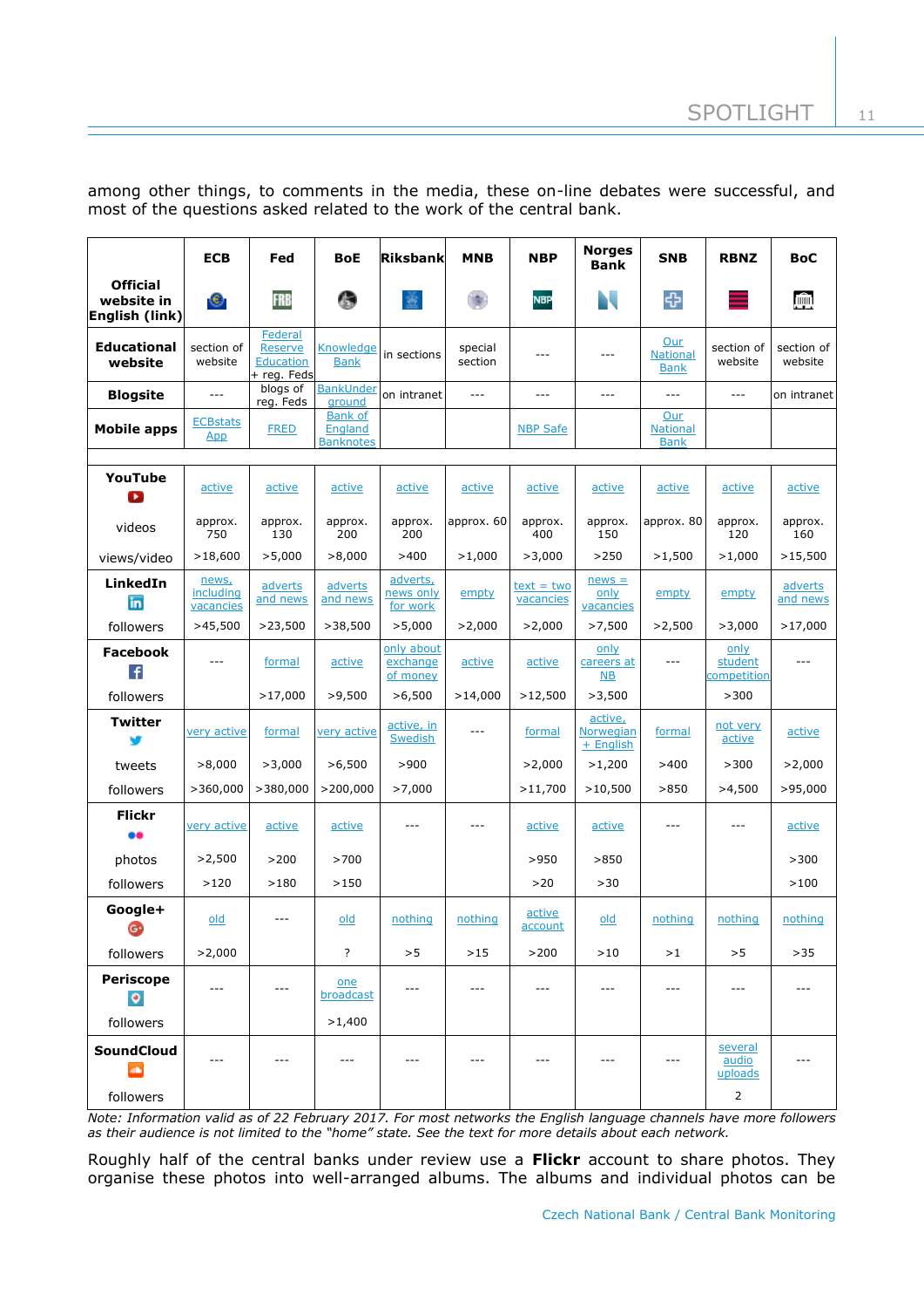among other things, to comments in the media, these on-line debates were successful, and most of the questions asked related to the work of the central bank.

| Official website in English (link) | ECB | Fed | BoE | Riksbank | MNB | NBP | Norges Bank | SNB | RBNZ | BoC |
|---|---|---|---|---|---|---|---|---|---|---|
| **Educational website** | section of website | Federal Reserve Education + reg. Feds | Knowledge Bank | in sections | special section | --- | --- | Our National Bank | section of website | section of website |
| **Blogsite** | --- | blogs of reg. Feds | BankUnderground | on intranet | --- | --- | --- | --- | --- | on intranet |
| **Mobile apps** | ECBstats App | FRED | Bank of England Banknotes | | | NBP Safe | | Our National Bank | | |
| | | | | | | | | | | |
| **YouTube** | active | active | active | active | active | active | active | active | active | active |
| videos | approx. 750 | approx. 130 | approx. 200 | approx. 200 | approx. 60 | approx. 400 | approx. 150 | approx. 80 | approx. 120 | approx. 160 |
| views/video | >18,600 | >5,000 | >8,000 | >400 | >1,000 | >3,000 | >250 | >1,500 | >1,000 | >15,500 |
| **LinkedIn** | news, including vacancies | adverts and news | adverts and news | adverts, news only for work | empty | text = two vacancies | news = only vacancies | empty | empty | adverts and news |
| followers | >45,500 | >23,500 | >38,500 | >5,000 | >2,000 | >2,000 | >7,500 | >2,500 | >3,000 | >17,000 |
| **Facebook** | --- | formal | active | only about exchange of money | active | active | only careers at NB | --- | only student competition | --- |
| followers | | >17,000 | >9,500 | >6,500 | >14,000 | >12,500 | >3,500 | | >300 | |
| **Twitter** | very active | formal | very active | active, in Swedish | --- | formal | active, Norwegian + English | formal | not very active | active |
| tweets | >8,000 | >3,000 | >6,500 | >900 | | >2,000 | >1,200 | >400 | >300 | >2,000 |
| followers | >360,000 | >380,000 | >200,000 | >7,000 | | >11,700 | >10,500 | >850 | >4,500 | >95,000 |
| **Flickr** | very active | active | active | --- | --- | active | active | --- | --- | active |
| photos | >2,500 | >200 | >700 | | | >950 | >850 | | | >300 |
| followers | >120 | >180 | >150 | | | >20 | >30 | | | >100 |
| **Google+** | old | --- | old | nothing | nothing | active account | old | nothing | nothing | nothing |
| followers | >2,000 | | ? | >5 | >15 | >200 | >10 | >1 | >5 | >35 |
| **Periscope** | --- | --- | one broadcast | --- | --- | --- | --- | --- | --- | --- |
| followers | | | >1,400 | | | | | | | |
| **SoundCloud** | --- | --- | --- | --- | --- | --- | --- | --- | several audio uploads | --- |
| followers | | | | | | | | | 2 | |

*Note: Information valid as of 22 February 2017. For most networks the English language channels have more followers as their audience is not limited to the "home" state. See the text for more details about each network.*

Roughly half of the central banks under review use a **Flickr** account to share photos. They organise these photos into well-arranged albums. The albums and individual photos can be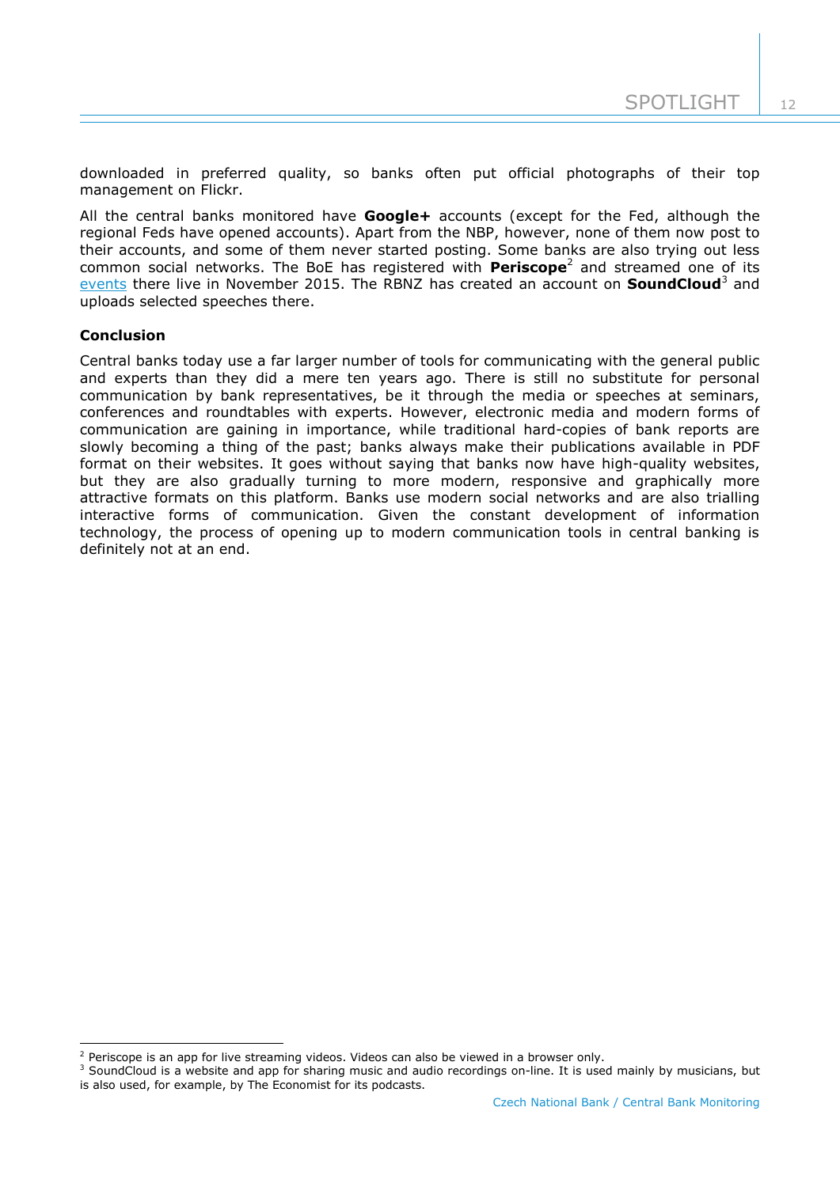downloaded in preferred quality, so banks often put official photographs of their top management on Flickr.

All the central banks monitored have **Google+** accounts (except for the Fed, although the regional Feds have opened accounts). Apart from the NBP, however, none of them now post to their accounts, and some of them never started posting. Some banks are also trying out less common social networks. The BoE has registered with **Periscope**[2] and streamed one of its events there live in November 2015. The RBNZ has created an account on **SoundCloud**[3] and uploads selected speeches there.

**Conclusion**

Central banks today use a far larger number of tools for communicating with the general public and experts than they did a mere ten years ago. There is still no substitute for personal communication by bank representatives, be it through the media or speeches at seminars, conferences and roundtables with experts. However, electronic media and modern forms of communication are gaining in importance, while traditional hard-copies of bank reports are slowly becoming a thing of the past; banks always make their publications available in PDF format on their websites. It goes without saying that banks now have high-quality websites, but they are also gradually turning to more modern, responsive and graphically more attractive formats on this platform. Banks use modern social networks and are also trialling interactive forms of communication. Given the constant development of information technology, the process of opening up to modern communication tools in central banking is definitely not at an end.

---

[2] Periscope is an app for live streaming videos. Videos can also be viewed in a browser only.

[3] SoundCloud is a website and app for sharing music and audio recordings on-line. It is used mainly by musicians, but is also used, for example, by The Economist for its podcasts.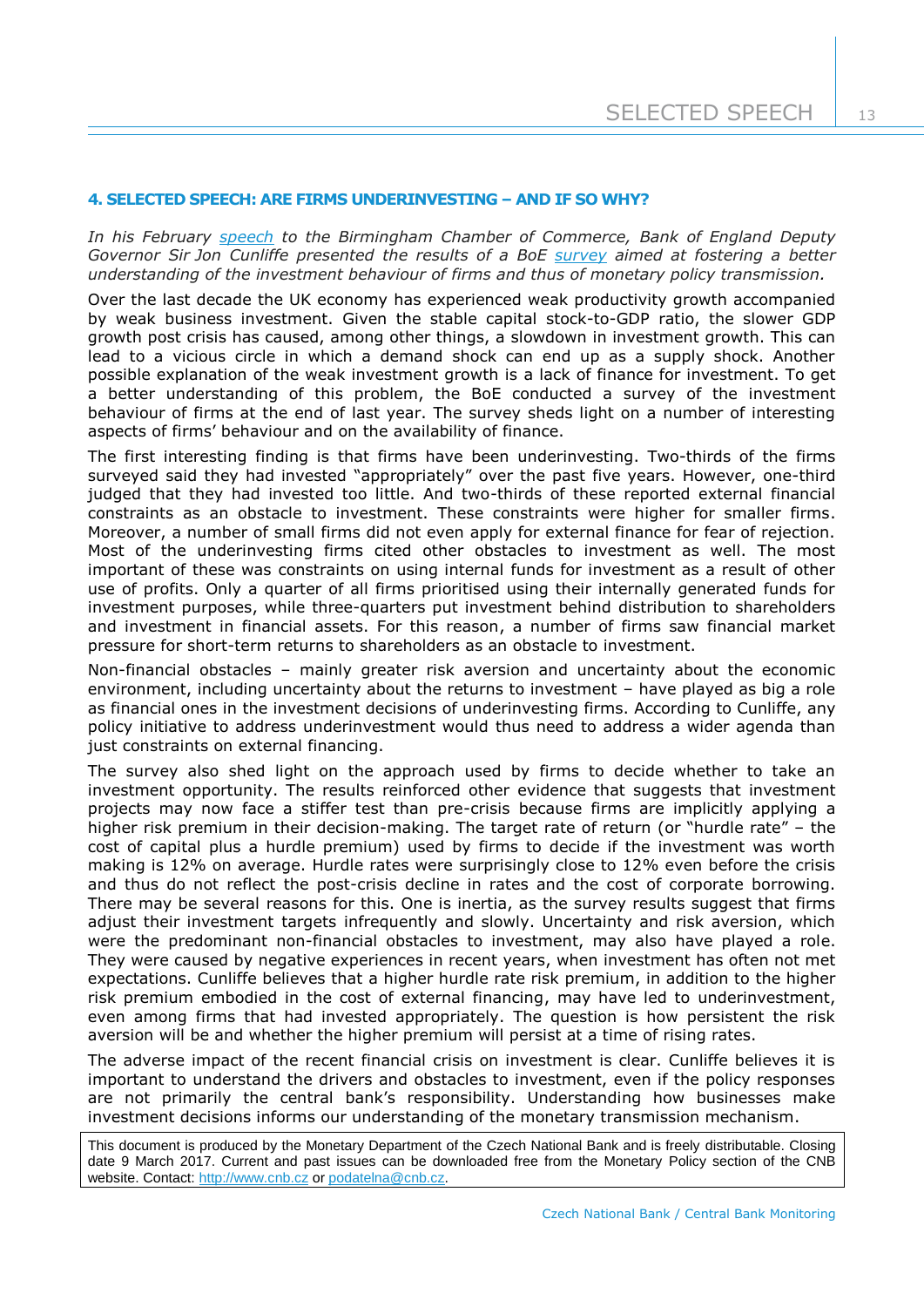## 4. SELECTED SPEECH: ARE FIRMS UNDERINVESTING – AND IF SO WHY?

*In his February speech to the Birmingham Chamber of Commerce, Bank of England Deputy Governor Sir Jon Cunliffe presented the results of a BoE survey aimed at fostering a better understanding of the investment behaviour of firms and thus of monetary policy transmission.*

Over the last decade the UK economy has experienced weak productivity growth accompanied by weak business investment. Given the stable capital stock-to-GDP ratio, the slower GDP growth post crisis has caused, among other things, a slowdown in investment growth. This can lead to a vicious circle in which a demand shock can end up as a supply shock. Another possible explanation of the weak investment growth is a lack of finance for investment. To get a better understanding of this problem, the BoE conducted a survey of the investment behaviour of firms at the end of last year. The survey sheds light on a number of interesting aspects of firms' behaviour and on the availability of finance.

The first interesting finding is that firms have been underinvesting. Two-thirds of the firms surveyed said they had invested "appropriately" over the past five years. However, one-third judged that they had invested too little. And two-thirds of these reported external financial constraints as an obstacle to investment. These constraints were higher for smaller firms. Moreover, a number of small firms did not even apply for external finance for fear of rejection. Most of the underinvesting firms cited other obstacles to investment as well. The most important of these was constraints on using internal funds for investment as a result of other use of profits. Only a quarter of all firms prioritised using their internally generated funds for investment purposes, while three-quarters put investment behind distribution to shareholders and investment in financial assets. For this reason, a number of firms saw financial market pressure for short-term returns to shareholders as an obstacle to investment.

Non-financial obstacles – mainly greater risk aversion and uncertainty about the economic environment, including uncertainty about the returns to investment – have played as big a role as financial ones in the investment decisions of underinvesting firms. According to Cunliffe, any policy initiative to address underinvestment would thus need to address a wider agenda than just constraints on external financing.

The survey also shed light on the approach used by firms to decide whether to take an investment opportunity. The results reinforced other evidence that suggests that investment projects may now face a stiffer test than pre-crisis because firms are implicitly applying a higher risk premium in their decision-making. The target rate of return (or "hurdle rate" – the cost of capital plus a hurdle premium) used by firms to decide if the investment was worth making is 12% on average. Hurdle rates were surprisingly close to 12% even before the crisis and thus do not reflect the post-crisis decline in rates and the cost of corporate borrowing. There may be several reasons for this. One is inertia, as the survey results suggest that firms adjust their investment targets infrequently and slowly. Uncertainty and risk aversion, which were the predominant non-financial obstacles to investment, may also have played a role. They were caused by negative experiences in recent years, when investment has often not met expectations. Cunliffe believes that a higher hurdle rate risk premium, in addition to the higher risk premium embodied in the cost of external financing, may have led to underinvestment, even among firms that had invested appropriately. The question is how persistent the risk aversion will be and whether the higher premium will persist at a time of rising rates.

The adverse impact of the recent financial crisis on investment is clear. Cunliffe believes it is important to understand the drivers and obstacles to investment, even if the policy responses are not primarily the central bank's responsibility. Understanding how businesses make investment decisions informs our understanding of the monetary transmission mechanism.

This document is produced by the Monetary Department of the Czech National Bank and is freely distributable. Closing date 9 March 2017. Current and past issues can be downloaded free from the Monetary Policy section of the CNB website. Contact: http://www.cnb.cz or podatelna@cnb.cz.